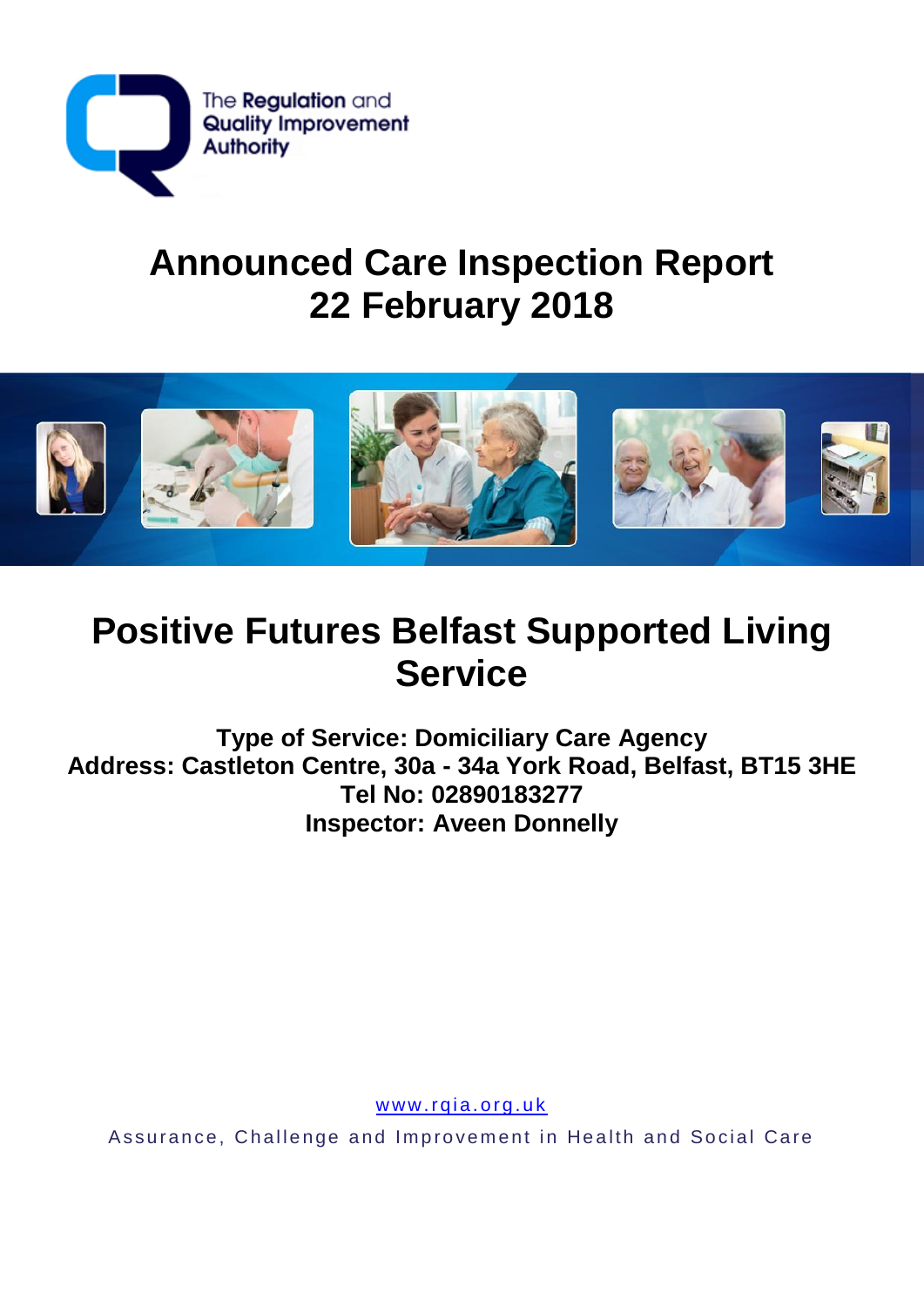The Regulation and Quality Improvement Authority

# Announced Care Inspection Report
# 22 February 2018

# Positive Futures Belfast Supported Living Service

**Type of Service: Domiciliary Care Agency**
**Address: Castleton Centre, 30a - 34a York Road, Belfast, BT15 3HE**
**Tel No: 02890183277**
**Inspector: Aveen Donnelly**

www.rqia.org.uk

Assurance, Challenge and Improvement in Health and Social Care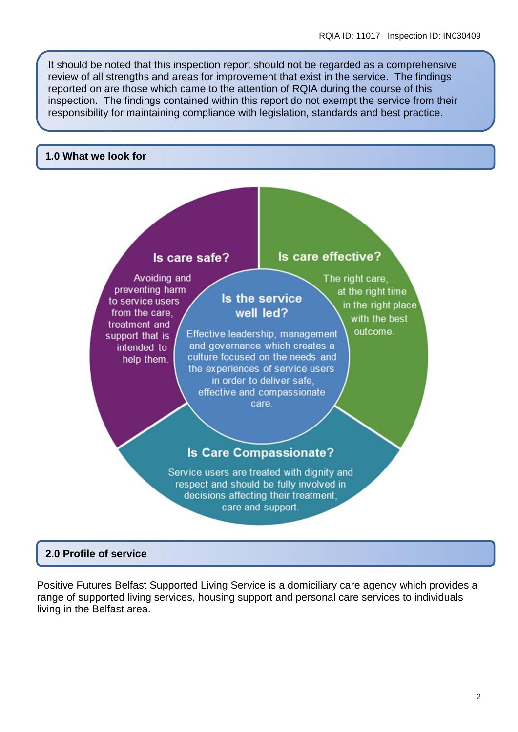It should be noted that this inspection report should not be regarded as a comprehensive review of all strengths and areas for improvement that exist in the service. The findings reported on are those which came to the attention of RQIA during the course of this inspection. The findings contained within this report do not exempt the service from their responsibility for maintaining compliance with legislation, standards and best practice.

## 1.0 What we look for

**Is care safe?**

Avoiding and preventing harm to service users from the care, treatment and support that is intended to help them.

**Is care effective?**

The right care, at the right time in the right place with the best outcome.

**Is the service well led?**

Effective leadership, management and governance which creates a culture focused on the needs and the experiences of service users in order to deliver safe, effective and compassionate care.

**Is Care Compassionate?**

Service users are treated with dignity and respect and should be fully involved in decisions affecting their treatment, care and support.

## 2.0 Profile of service

Positive Futures Belfast Supported Living Service is a domiciliary care agency which provides a range of supported living services, housing support and personal care services to individuals living in the Belfast area.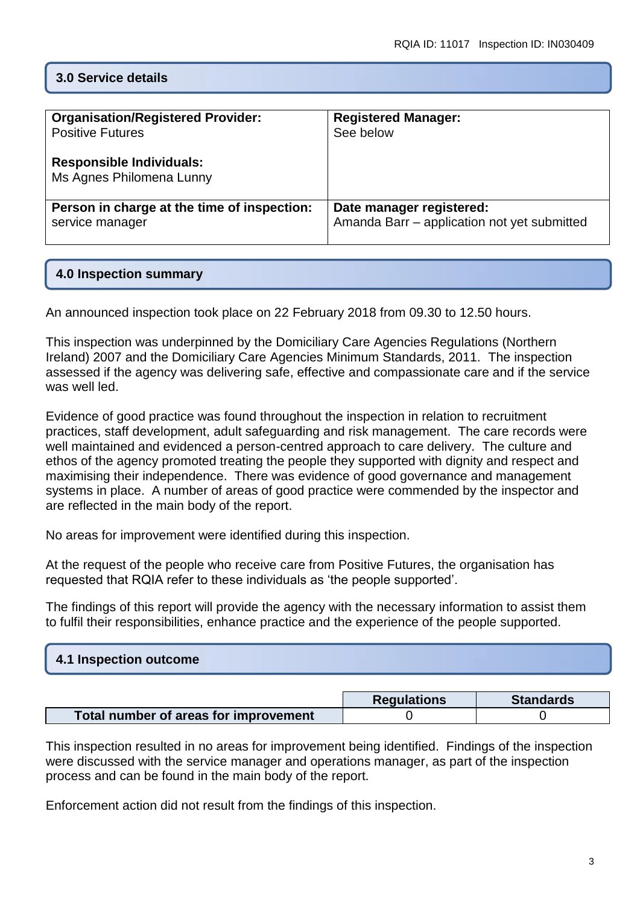## 3.0 Service details

| **Organisation/Registered Provider:** Positive Futures<br><br>**Responsible Individuals:** Ms Agnes Philomena Lunny | **Registered Manager:** See below |
| --- | --- |
| **Person in charge at the time of inspection:** service manager | **Date manager registered:** Amanda Barr – application not yet submitted |

## 4.0 Inspection summary

An announced inspection took place on 22 February 2018 from 09.30 to 12.50 hours.

This inspection was underpinned by the Domiciliary Care Agencies Regulations (Northern Ireland) 2007 and the Domiciliary Care Agencies Minimum Standards, 2011. The inspection assessed if the agency was delivering safe, effective and compassionate care and if the service was well led.

Evidence of good practice was found throughout the inspection in relation to recruitment practices, staff development, adult safeguarding and risk management. The care records were well maintained and evidenced a person-centred approach to care delivery. The culture and ethos of the agency promoted treating the people they supported with dignity and respect and maximising their independence. There was evidence of good governance and management systems in place. A number of areas of good practice were commended by the inspector and are reflected in the main body of the report.

No areas for improvement were identified during this inspection.

At the request of the people who receive care from Positive Futures, the organisation has requested that RQIA refer to these individuals as 'the people supported'.

The findings of this report will provide the agency with the necessary information to assist them to fulfil their responsibilities, enhance practice and the experience of the people supported.

## 4.1 Inspection outcome

| | Regulations | Standards |
| --- | --- | --- |
| **Total number of areas for improvement** | 0 | 0 |

This inspection resulted in no areas for improvement being identified. Findings of the inspection were discussed with the service manager and operations manager, as part of the inspection process and can be found in the main body of the report.

Enforcement action did not result from the findings of this inspection.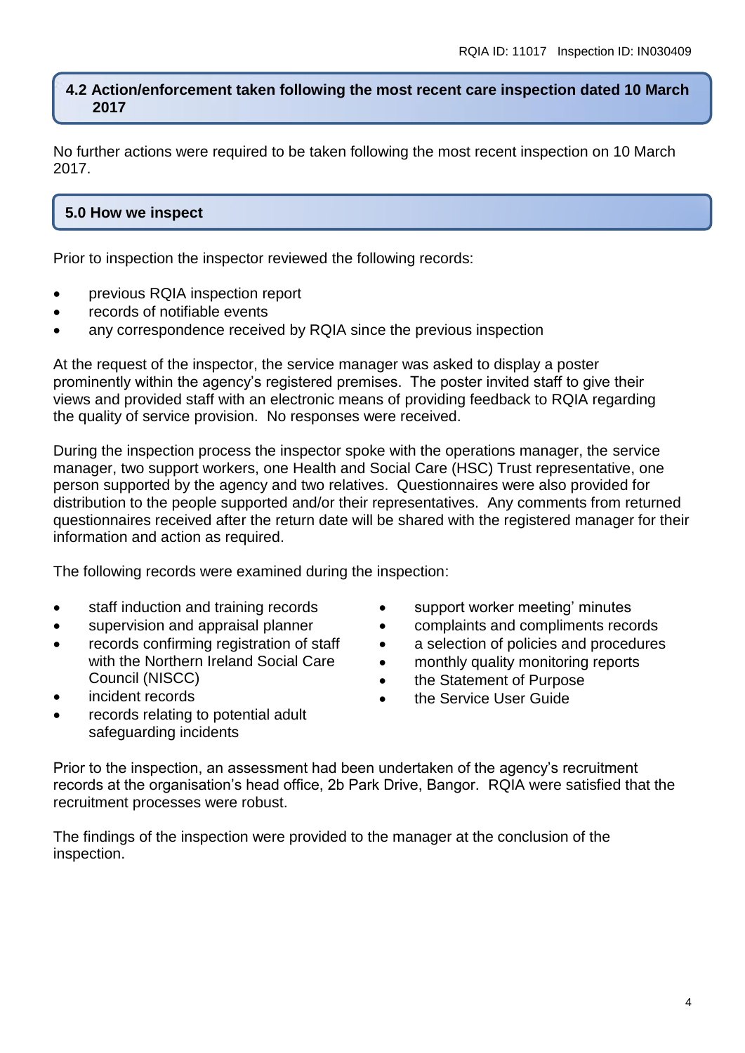## 4.2 Action/enforcement taken following the most recent care inspection dated 10 March 2017

No further actions were required to be taken following the most recent inspection on 10 March 2017.

## 5.0 How we inspect

Prior to inspection the inspector reviewed the following records:

- previous RQIA inspection report
- records of notifiable events
- any correspondence received by RQIA since the previous inspection

At the request of the inspector, the service manager was asked to display a poster prominently within the agency's registered premises. The poster invited staff to give their views and provided staff with an electronic means of providing feedback to RQIA regarding the quality of service provision. No responses were received.

During the inspection process the inspector spoke with the operations manager, the service manager, two support workers, one Health and Social Care (HSC) Trust representative, one person supported by the agency and two relatives. Questionnaires were also provided for distribution to the people supported and/or their representatives. Any comments from returned questionnaires received after the return date will be shared with the registered manager for their information and action as required.

The following records were examined during the inspection:

- staff induction and training records
- supervision and appraisal planner
- records confirming registration of staff with the Northern Ireland Social Care Council (NISCC)
- incident records
- records relating to potential adult safeguarding incidents
- support worker meeting' minutes
- complaints and compliments records
- a selection of policies and procedures
- monthly quality monitoring reports
- the Statement of Purpose
- the Service User Guide

Prior to the inspection, an assessment had been undertaken of the agency's recruitment records at the organisation's head office, 2b Park Drive, Bangor. RQIA were satisfied that the recruitment processes were robust.

The findings of the inspection were provided to the manager at the conclusion of the inspection.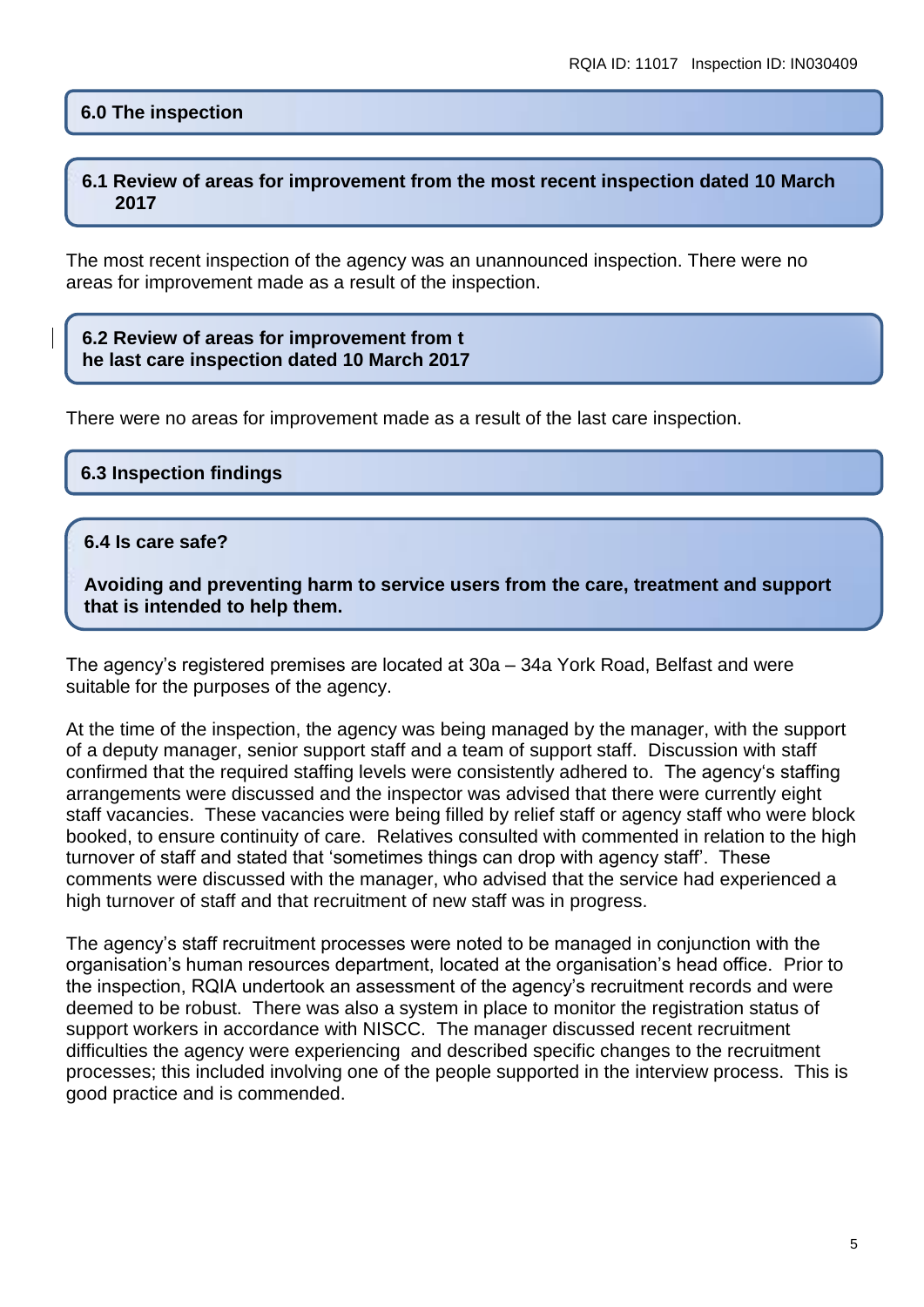## 6.0 The inspection

### 6.1 Review of areas for improvement from the most recent inspection dated 10 March 2017

The most recent inspection of the agency was an unannounced inspection. There were no areas for improvement made as a result of the inspection.

### 6.2 Review of areas for improvement from the last care inspection dated 10 March 2017

There were no areas for improvement made as a result of the last care inspection.

### 6.3 Inspection findings

### 6.4 Is care safe?

**Avoiding and preventing harm to service users from the care, treatment and support that is intended to help them.**

The agency's registered premises are located at 30a – 34a York Road, Belfast and were suitable for the purposes of the agency.

At the time of the inspection, the agency was being managed by the manager, with the support of a deputy manager, senior support staff and a team of support staff. Discussion with staff confirmed that the required staffing levels were consistently adhered to. The agency's staffing arrangements were discussed and the inspector was advised that there were currently eight staff vacancies. These vacancies were being filled by relief staff or agency staff who were block booked, to ensure continuity of care. Relatives consulted with commented in relation to the high turnover of staff and stated that 'sometimes things can drop with agency staff'. These comments were discussed with the manager, who advised that the service had experienced a high turnover of staff and that recruitment of new staff was in progress.

The agency's staff recruitment processes were noted to be managed in conjunction with the organisation's human resources department, located at the organisation's head office. Prior to the inspection, RQIA undertook an assessment of the agency's recruitment records and were deemed to be robust. There was also a system in place to monitor the registration status of support workers in accordance with NISCC. The manager discussed recent recruitment difficulties the agency were experiencing and described specific changes to the recruitment processes; this included involving one of the people supported in the interview process. This is good practice and is commended.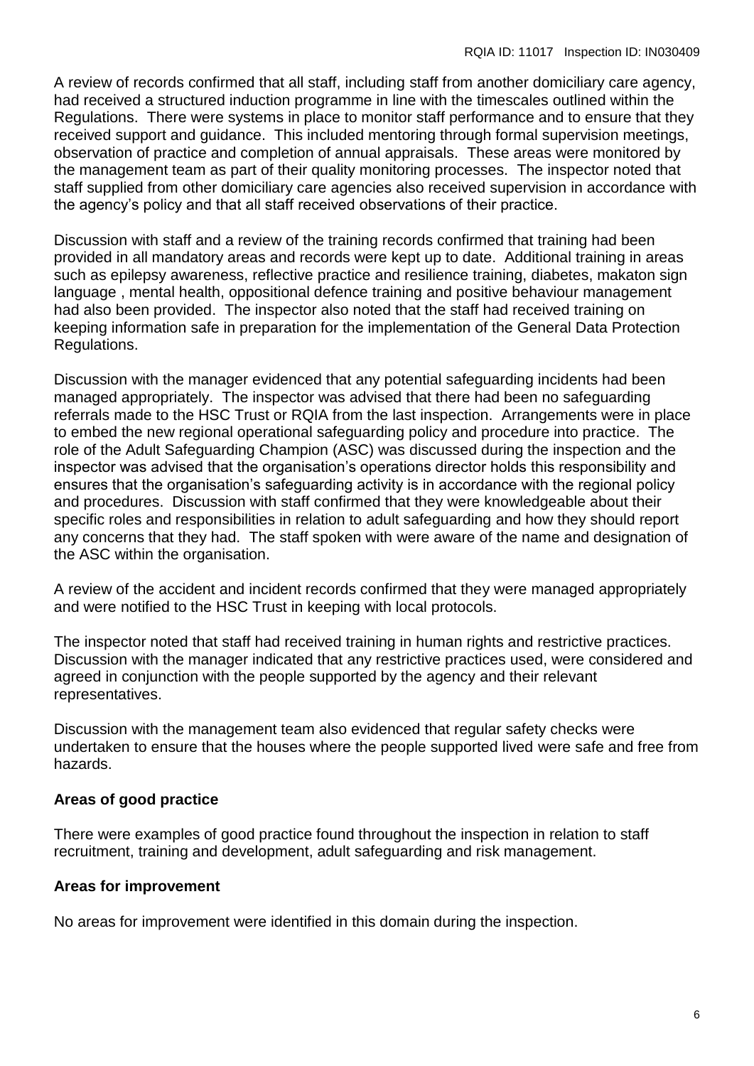A review of records confirmed that all staff, including staff from another domiciliary care agency, had received a structured induction programme in line with the timescales outlined within the Regulations. There were systems in place to monitor staff performance and to ensure that they received support and guidance. This included mentoring through formal supervision meetings, observation of practice and completion of annual appraisals. These areas were monitored by the management team as part of their quality monitoring processes. The inspector noted that staff supplied from other domiciliary care agencies also received supervision in accordance with the agency's policy and that all staff received observations of their practice.

Discussion with staff and a review of the training records confirmed that training had been provided in all mandatory areas and records were kept up to date. Additional training in areas such as epilepsy awareness, reflective practice and resilience training, diabetes, makaton sign language , mental health, oppositional defence training and positive behaviour management had also been provided. The inspector also noted that the staff had received training on keeping information safe in preparation for the implementation of the General Data Protection Regulations.

Discussion with the manager evidenced that any potential safeguarding incidents had been managed appropriately. The inspector was advised that there had been no safeguarding referrals made to the HSC Trust or RQIA from the last inspection. Arrangements were in place to embed the new regional operational safeguarding policy and procedure into practice. The role of the Adult Safeguarding Champion (ASC) was discussed during the inspection and the inspector was advised that the organisation's operations director holds this responsibility and ensures that the organisation's safeguarding activity is in accordance with the regional policy and procedures. Discussion with staff confirmed that they were knowledgeable about their specific roles and responsibilities in relation to adult safeguarding and how they should report any concerns that they had. The staff spoken with were aware of the name and designation of the ASC within the organisation.

A review of the accident and incident records confirmed that they were managed appropriately and were notified to the HSC Trust in keeping with local protocols.

The inspector noted that staff had received training in human rights and restrictive practices. Discussion with the manager indicated that any restrictive practices used, were considered and agreed in conjunction with the people supported by the agency and their relevant representatives.

Discussion with the management team also evidenced that regular safety checks were undertaken to ensure that the houses where the people supported lived were safe and free from hazards.

**Areas of good practice**

There were examples of good practice found throughout the inspection in relation to staff recruitment, training and development, adult safeguarding and risk management.

**Areas for improvement**

No areas for improvement were identified in this domain during the inspection.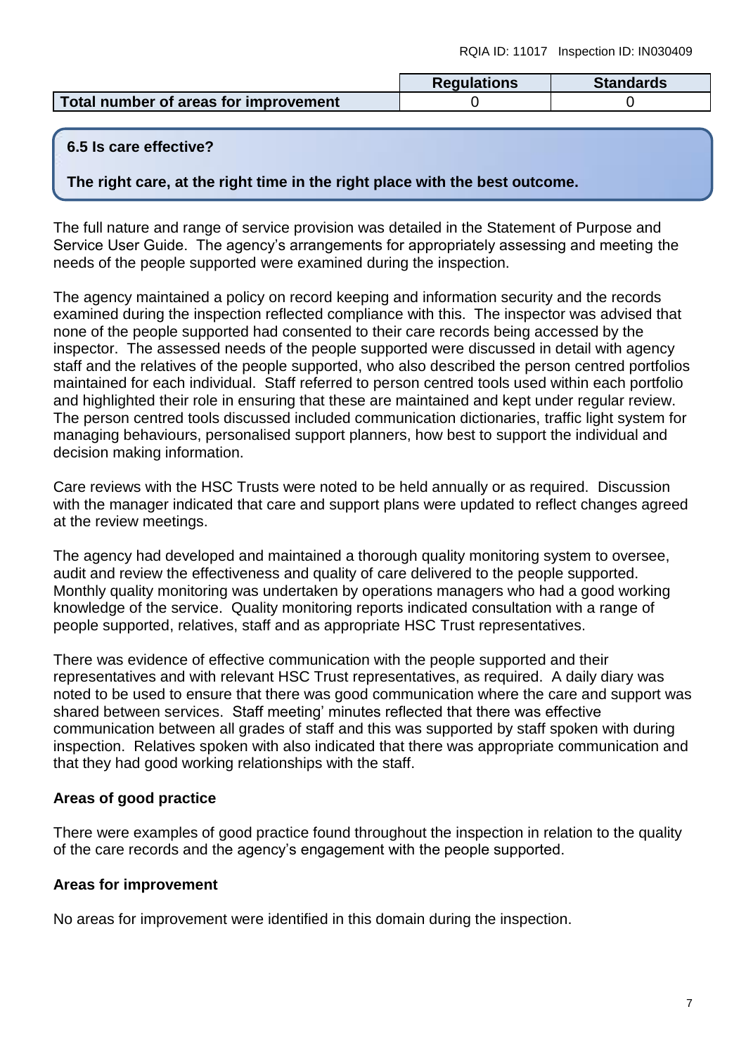| | Regulations | Standards |
|---|---|---|
| **Total number of areas for improvement** | 0 | 0 |

**6.5 Is care effective?**

**The right care, at the right time in the right place with the best outcome.**

The full nature and range of service provision was detailed in the Statement of Purpose and Service User Guide. The agency's arrangements for appropriately assessing and meeting the needs of the people supported were examined during the inspection.

The agency maintained a policy on record keeping and information security and the records examined during the inspection reflected compliance with this. The inspector was advised that none of the people supported had consented to their care records being accessed by the inspector. The assessed needs of the people supported were discussed in detail with agency staff and the relatives of the people supported, who also described the person centred portfolios maintained for each individual. Staff referred to person centred tools used within each portfolio and highlighted their role in ensuring that these are maintained and kept under regular review. The person centred tools discussed included communication dictionaries, traffic light system for managing behaviours, personalised support planners, how best to support the individual and decision making information.

Care reviews with the HSC Trusts were noted to be held annually or as required. Discussion with the manager indicated that care and support plans were updated to reflect changes agreed at the review meetings.

The agency had developed and maintained a thorough quality monitoring system to oversee, audit and review the effectiveness and quality of care delivered to the people supported. Monthly quality monitoring was undertaken by operations managers who had a good working knowledge of the service. Quality monitoring reports indicated consultation with a range of people supported, relatives, staff and as appropriate HSC Trust representatives.

There was evidence of effective communication with the people supported and their representatives and with relevant HSC Trust representatives, as required. A daily diary was noted to be used to ensure that there was good communication where the care and support was shared between services. Staff meeting' minutes reflected that there was effective communication between all grades of staff and this was supported by staff spoken with during inspection. Relatives spoken with also indicated that there was appropriate communication and that they had good working relationships with the staff.

**Areas of good practice**

There were examples of good practice found throughout the inspection in relation to the quality of the care records and the agency's engagement with the people supported.

**Areas for improvement**

No areas for improvement were identified in this domain during the inspection.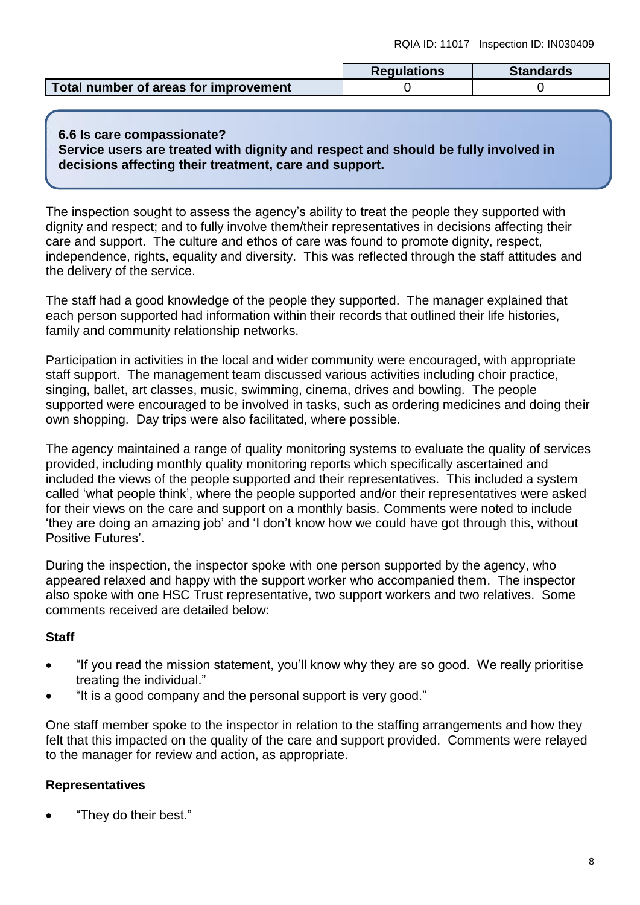| | Regulations | Standards |
|---|---|---|
| Total number of areas for improvement | 0 | 0 |

**6.6 Is care compassionate?**
**Service users are treated with dignity and respect and should be fully involved in decisions affecting their treatment, care and support.**

The inspection sought to assess the agency's ability to treat the people they supported with dignity and respect; and to fully involve them/their representatives in decisions affecting their care and support. The culture and ethos of care was found to promote dignity, respect, independence, rights, equality and diversity. This was reflected through the staff attitudes and the delivery of the service.

The staff had a good knowledge of the people they supported. The manager explained that each person supported had information within their records that outlined their life histories, family and community relationship networks.

Participation in activities in the local and wider community were encouraged, with appropriate staff support. The management team discussed various activities including choir practice, singing, ballet, art classes, music, swimming, cinema, drives and bowling. The people supported were encouraged to be involved in tasks, such as ordering medicines and doing their own shopping. Day trips were also facilitated, where possible.

The agency maintained a range of quality monitoring systems to evaluate the quality of services provided, including monthly quality monitoring reports which specifically ascertained and included the views of the people supported and their representatives. This included a system called 'what people think', where the people supported and/or their representatives were asked for their views on the care and support on a monthly basis. Comments were noted to include 'they are doing an amazing job' and 'I don't know how we could have got through this, without Positive Futures'.

During the inspection, the inspector spoke with one person supported by the agency, who appeared relaxed and happy with the support worker who accompanied them. The inspector also spoke with one HSC Trust representative, two support workers and two relatives. Some comments received are detailed below:

**Staff**

- "If you read the mission statement, you'll know why they are so good. We really prioritise treating the individual."
- "It is a good company and the personal support is very good."

One staff member spoke to the inspector in relation to the staffing arrangements and how they felt that this impacted on the quality of the care and support provided. Comments were relayed to the manager for review and action, as appropriate.

**Representatives**

- "They do their best."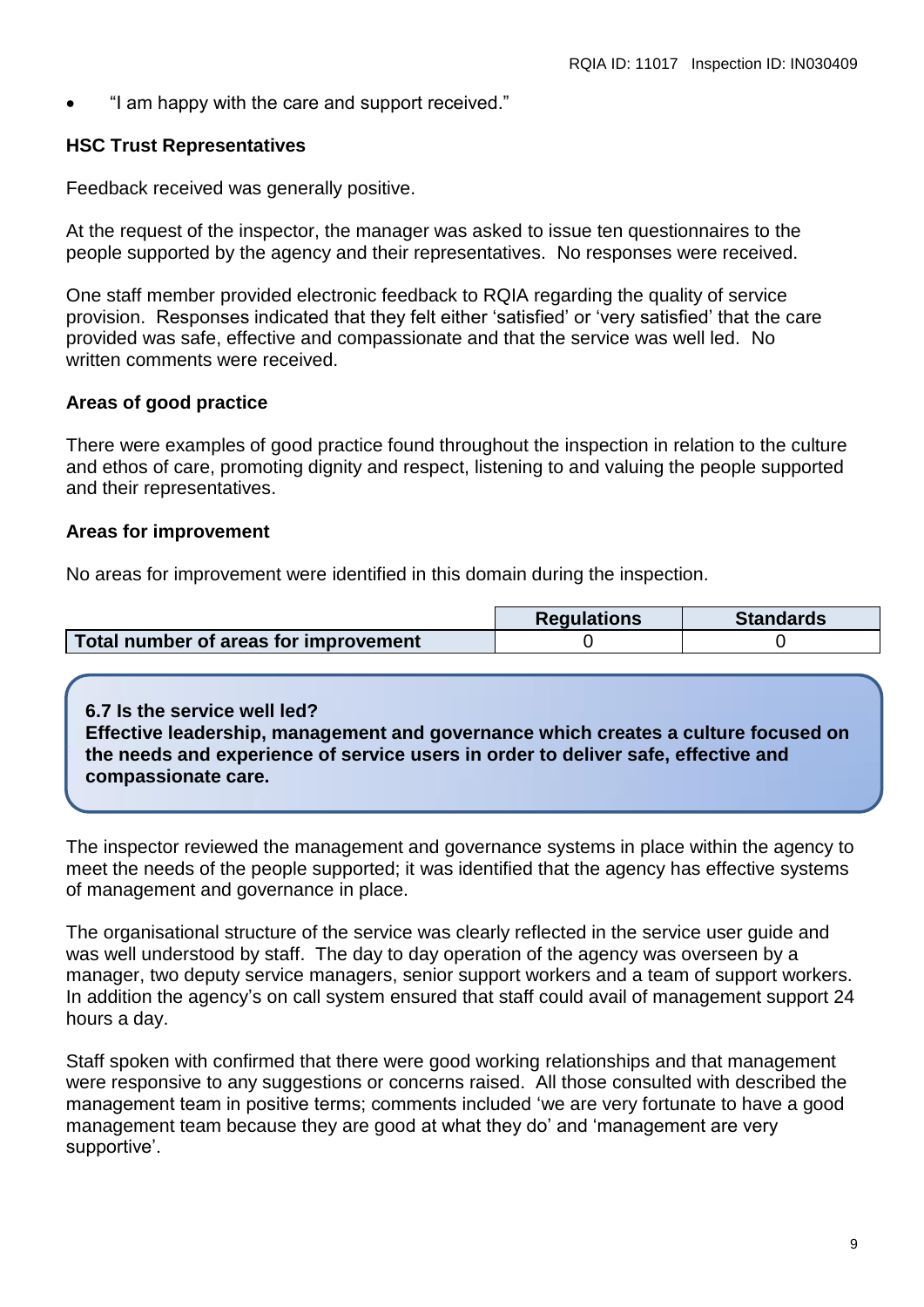- "I am happy with the care and support received."

**HSC Trust Representatives**

Feedback received was generally positive.

At the request of the inspector, the manager was asked to issue ten questionnaires to the people supported by the agency and their representatives. No responses were received.

One staff member provided electronic feedback to RQIA regarding the quality of service provision. Responses indicated that they felt either 'satisfied' or 'very satisfied' that the care provided was safe, effective and compassionate and that the service was well led. No written comments were received.

**Areas of good practice**

There were examples of good practice found throughout the inspection in relation to the culture and ethos of care, promoting dignity and respect, listening to and valuing the people supported and their representatives.

**Areas for improvement**

No areas for improvement were identified in this domain during the inspection.

| | Regulations | Standards |
|---|---|---|
| **Total number of areas for improvement** | 0 | 0 |

**6.7 Is the service well led?**
**Effective leadership, management and governance which creates a culture focused on the needs and experience of service users in order to deliver safe, effective and compassionate care.**

The inspector reviewed the management and governance systems in place within the agency to meet the needs of the people supported; it was identified that the agency has effective systems of management and governance in place.

The organisational structure of the service was clearly reflected in the service user guide and was well understood by staff. The day to day operation of the agency was overseen by a manager, two deputy service managers, senior support workers and a team of support workers. In addition the agency's on call system ensured that staff could avail of management support 24 hours a day.

Staff spoken with confirmed that there were good working relationships and that management were responsive to any suggestions or concerns raised. All those consulted with described the management team in positive terms; comments included 'we are very fortunate to have a good management team because they are good at what they do' and 'management are very supportive'.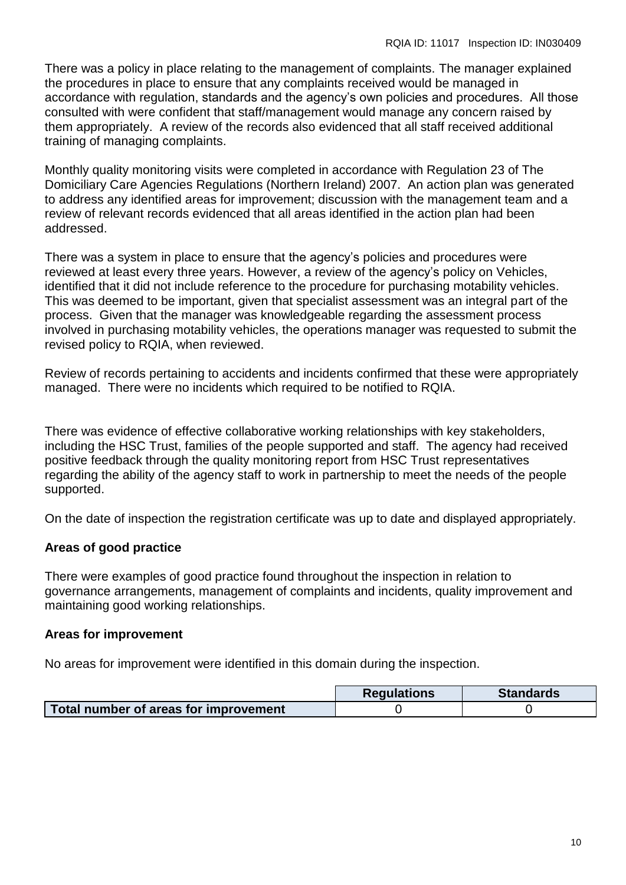There was a policy in place relating to the management of complaints. The manager explained the procedures in place to ensure that any complaints received would be managed in accordance with regulation, standards and the agency's own policies and procedures. All those consulted with were confident that staff/management would manage any concern raised by them appropriately. A review of the records also evidenced that all staff received additional training of managing complaints.

Monthly quality monitoring visits were completed in accordance with Regulation 23 of The Domiciliary Care Agencies Regulations (Northern Ireland) 2007. An action plan was generated to address any identified areas for improvement; discussion with the management team and a review of relevant records evidenced that all areas identified in the action plan had been addressed.

There was a system in place to ensure that the agency's policies and procedures were reviewed at least every three years. However, a review of the agency's policy on Vehicles, identified that it did not include reference to the procedure for purchasing motability vehicles. This was deemed to be important, given that specialist assessment was an integral part of the process. Given that the manager was knowledgeable regarding the assessment process involved in purchasing motability vehicles, the operations manager was requested to submit the revised policy to RQIA, when reviewed.

Review of records pertaining to accidents and incidents confirmed that these were appropriately managed. There were no incidents which required to be notified to RQIA.

There was evidence of effective collaborative working relationships with key stakeholders, including the HSC Trust, families of the people supported and staff. The agency had received positive feedback through the quality monitoring report from HSC Trust representatives regarding the ability of the agency staff to work in partnership to meet the needs of the people supported.

On the date of inspection the registration certificate was up to date and displayed appropriately.

**Areas of good practice**

There were examples of good practice found throughout the inspection in relation to governance arrangements, management of complaints and incidents, quality improvement and maintaining good working relationships.

**Areas for improvement**

No areas for improvement were identified in this domain during the inspection.

| | Regulations | Standards |
|---|---|---|
| **Total number of areas for improvement** | 0 | 0 |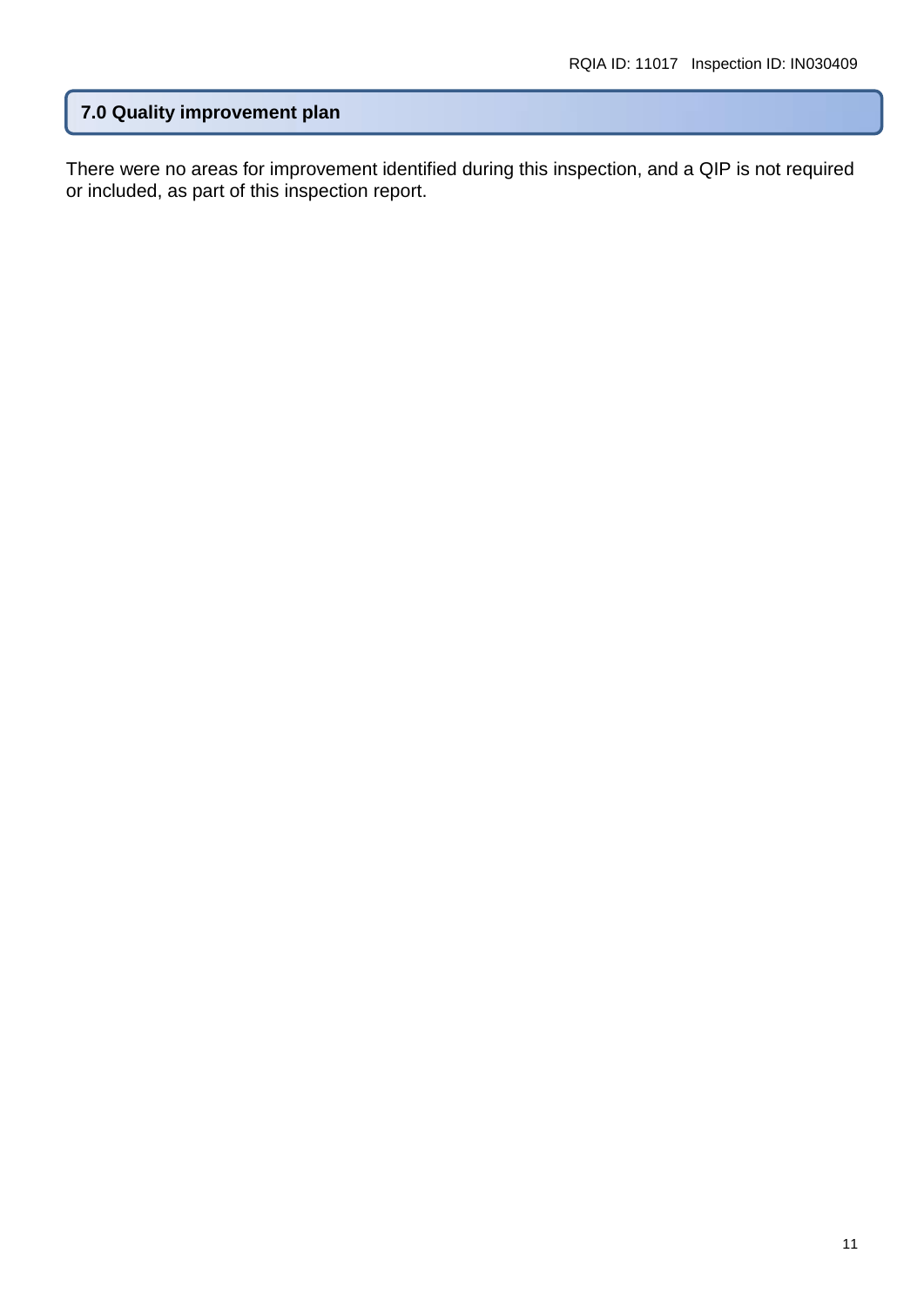## 7.0 Quality improvement plan

There were no areas for improvement identified during this inspection, and a QIP is not required or included, as part of this inspection report.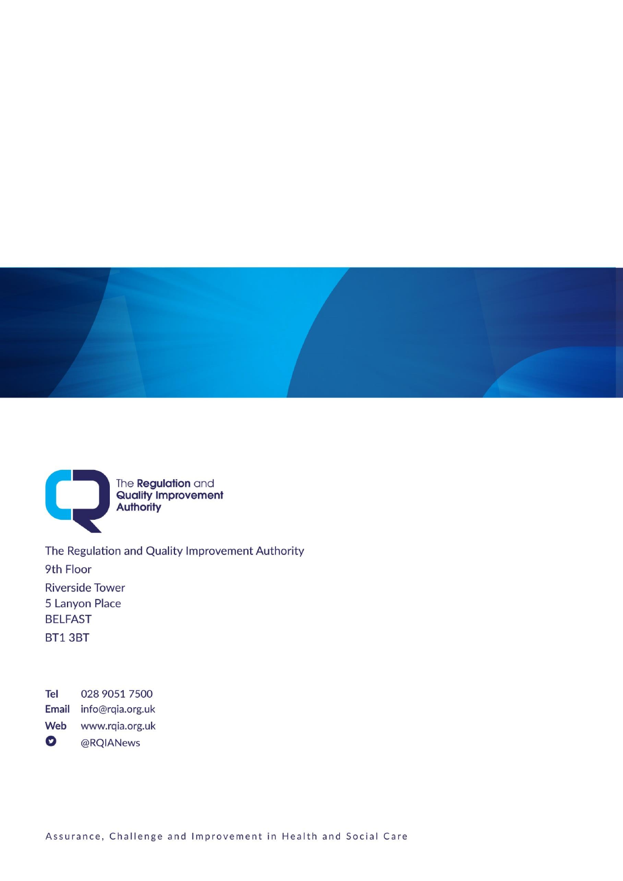The Regulation and Quality Improvement Authority

The Regulation and Quality Improvement Authority
9th Floor
Riverside Tower
5 Lanyon Place
BELFAST
BT1 3BT

**Tel** 028 9051 7500
**Email** info@rqia.org.uk
**Web** www.rqia.org.uk
@RQIANews

Assurance, Challenge and Improvement in Health and Social Care